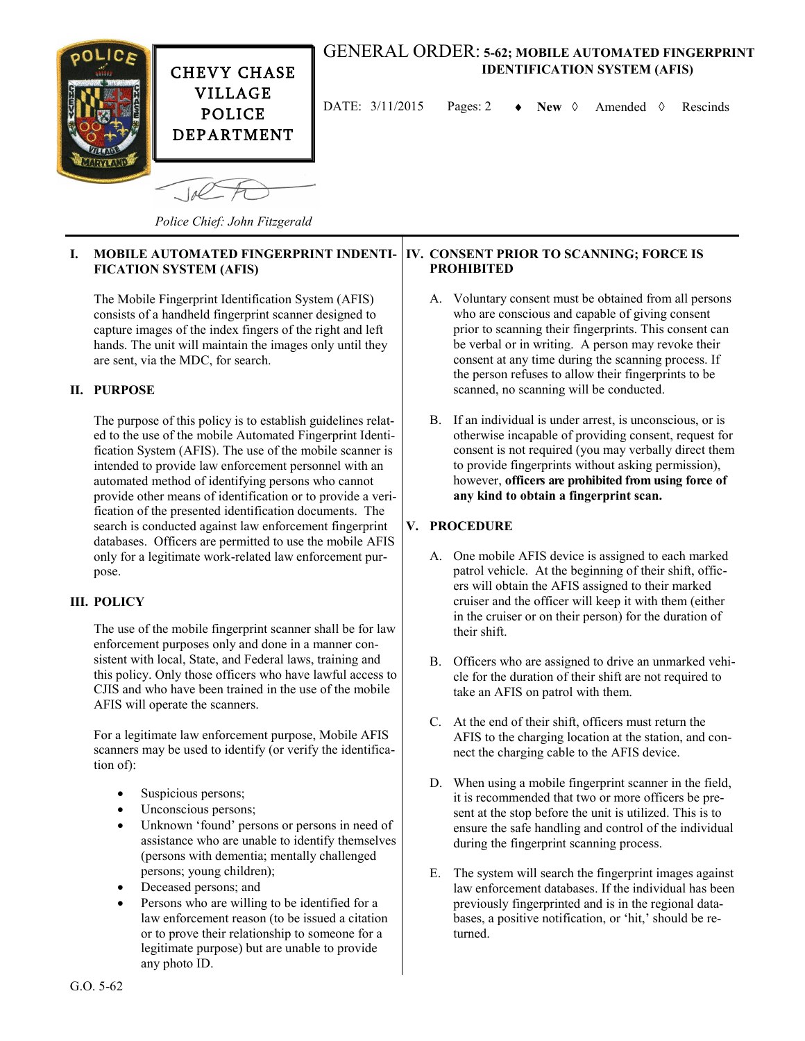**CHEVY CHASE VILLAGE POLICE DEPARTMENT**

*Police Chief: John Fitzgerald*

# GENERAL ORDER: 5-62; MOBILE AUTOMATED FINGERPRINT IDENTIFICATION SYSTEM (AFIS)

DATE: 3/11/2015 Pages: 2 ♦ **New** ◊ Amended ◊ Rescinds

## I. MOBILE AUTOMATED FINGERPRINT INDENTIFICATION SYSTEM (AFIS)

The Mobile Fingerprint Identification System (AFIS) consists of a handheld fingerprint scanner designed to capture images of the index fingers of the right and left hands. The unit will maintain the images only until they are sent, via the MDC, for search.

## II. PURPOSE

The purpose of this policy is to establish guidelines related to the use of the mobile Automated Fingerprint Identification System (AFIS). The use of the mobile scanner is intended to provide law enforcement personnel with an automated method of identifying persons who cannot provide other means of identification or to provide a verification of the presented identification documents. The search is conducted against law enforcement fingerprint databases. Officers are permitted to use the mobile AFIS only for a legitimate work-related law enforcement purpose.

## III. POLICY

The use of the mobile fingerprint scanner shall be for law enforcement purposes only and done in a manner consistent with local, State, and Federal laws, training and this policy. Only those officers who have lawful access to CJIS and who have been trained in the use of the mobile AFIS will operate the scanners.

For a legitimate law enforcement purpose, Mobile AFIS scanners may be used to identify (or verify the identification of):

- Suspicious persons;
- Unconscious persons;
- Unknown 'found' persons or persons in need of assistance who are unable to identify themselves (persons with dementia; mentally challenged persons; young children);
- Deceased persons; and
- Persons who are willing to be identified for a law enforcement reason (to be issued a citation or to prove their relationship to someone for a legitimate purpose) but are unable to provide any photo ID.

## IV. CONSENT PRIOR TO SCANNING; FORCE IS PROHIBITED

A. Voluntary consent must be obtained from all persons who are conscious and capable of giving consent prior to scanning their fingerprints. This consent can be verbal or in writing. A person may revoke their consent at any time during the scanning process. If the person refuses to allow their fingerprints to be scanned, no scanning will be conducted.

B. If an individual is under arrest, is unconscious, or is otherwise incapable of providing consent, request for consent is not required (you may verbally direct them to provide fingerprints without asking permission), however, **officers are prohibited from using force of any kind to obtain a fingerprint scan.**

## V. PROCEDURE

A. One mobile AFIS device is assigned to each marked patrol vehicle. At the beginning of their shift, officers will obtain the AFIS assigned to their marked cruiser and the officer will keep it with them (either in the cruiser or on their person) for the duration of their shift.

B. Officers who are assigned to drive an unmarked vehicle for the duration of their shift are not required to take an AFIS on patrol with them.

C. At the end of their shift, officers must return the AFIS to the charging location at the station, and connect the charging cable to the AFIS device.

D. When using a mobile fingerprint scanner in the field, it is recommended that two or more officers be present at the stop before the unit is utilized. This is to ensure the safe handling and control of the individual during the fingerprint scanning process.

E. The system will search the fingerprint images against law enforcement databases. If the individual has been previously fingerprinted and is in the regional databases, a positive notification, or 'hit,' should be returned.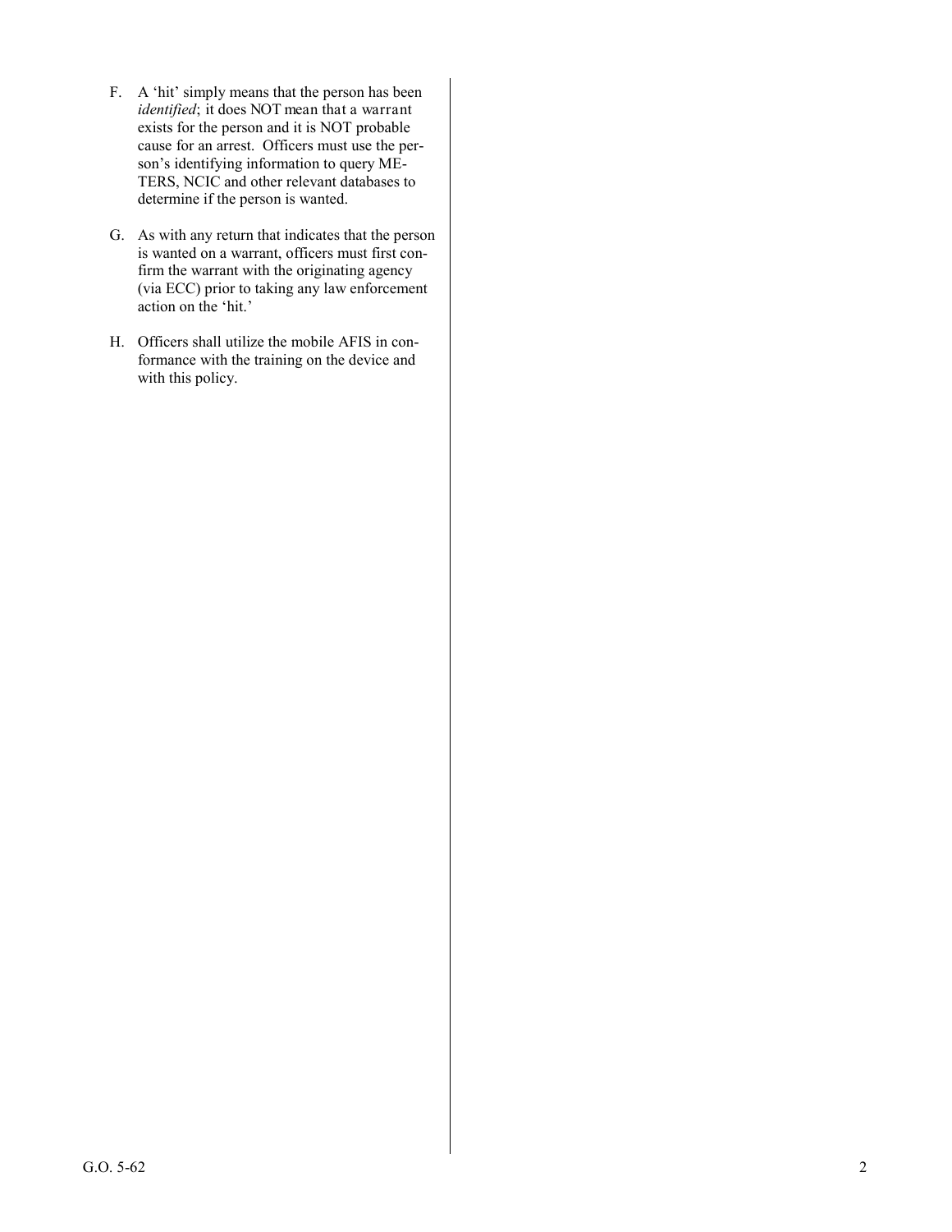F. A 'hit' simply means that the person has been *identified*; it does NOT mean that a warrant exists for the person and it is NOT probable cause for an arrest. Officers must use the person's identifying information to query METERS, NCIC and other relevant databases to determine if the person is wanted.

G. As with any return that indicates that the person is wanted on a warrant, officers must first confirm the warrant with the originating agency (via ECC) prior to taking any law enforcement action on the 'hit.'

H. Officers shall utilize the mobile AFIS in conformance with the training on the device and with this policy.